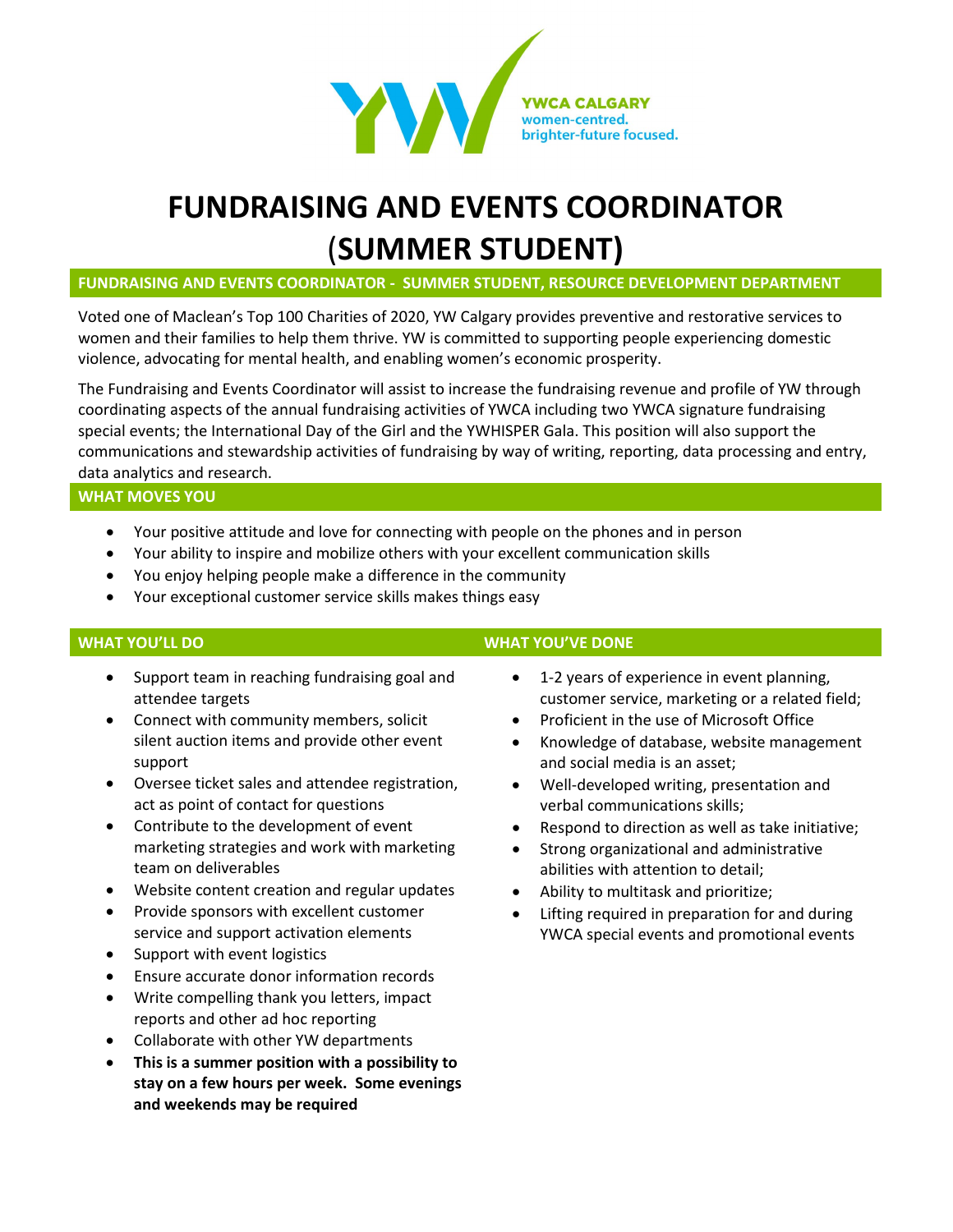YWCA CALGARY
women-centred.
brighter-future focused.

# FUNDRAISING AND EVENTS COORDINATOR (SUMMER STUDENT)

## FUNDRAISING AND EVENTS COORDINATOR - SUMMER STUDENT, RESOURCE DEVELOPMENT DEPARTMENT

Voted one of Maclean's Top 100 Charities of 2020, YW Calgary provides preventive and restorative services to women and their families to help them thrive. YW is committed to supporting people experiencing domestic violence, advocating for mental health, and enabling women's economic prosperity.

The Fundraising and Events Coordinator will assist to increase the fundraising revenue and profile of YW through coordinating aspects of the annual fundraising activities of YWCA including two YWCA signature fundraising special events; the International Day of the Girl and the YWHISPER Gala. This position will also support the communications and stewardship activities of fundraising by way of writing, reporting, data processing and entry, data analytics and research.

## WHAT MOVES YOU

- Your positive attitude and love for connecting with people on the phones and in person
- Your ability to inspire and mobilize others with your excellent communication skills
- You enjoy helping people make a difference in the community
- Your exceptional customer service skills makes things easy

## WHAT YOU'LL DO

- Support team in reaching fundraising goal and attendee targets
- Connect with community members, solicit silent auction items and provide other event support
- Oversee ticket sales and attendee registration, act as point of contact for questions
- Contribute to the development of event marketing strategies and work with marketing team on deliverables
- Website content creation and regular updates
- Provide sponsors with excellent customer service and support activation elements
- Support with event logistics
- Ensure accurate donor information records
- Write compelling thank you letters, impact reports and other ad hoc reporting
- Collaborate with other YW departments
- **This is a summer position with a possibility to stay on a few hours per week. Some evenings and weekends may be required**

## WHAT YOU'VE DONE

- 1-2 years of experience in event planning, customer service, marketing or a related field;
- Proficient in the use of Microsoft Office
- Knowledge of database, website management and social media is an asset;
- Well-developed writing, presentation and verbal communications skills;
- Respond to direction as well as take initiative;
- Strong organizational and administrative abilities with attention to detail;
- Ability to multitask and prioritize;
- Lifting required in preparation for and during YWCA special events and promotional events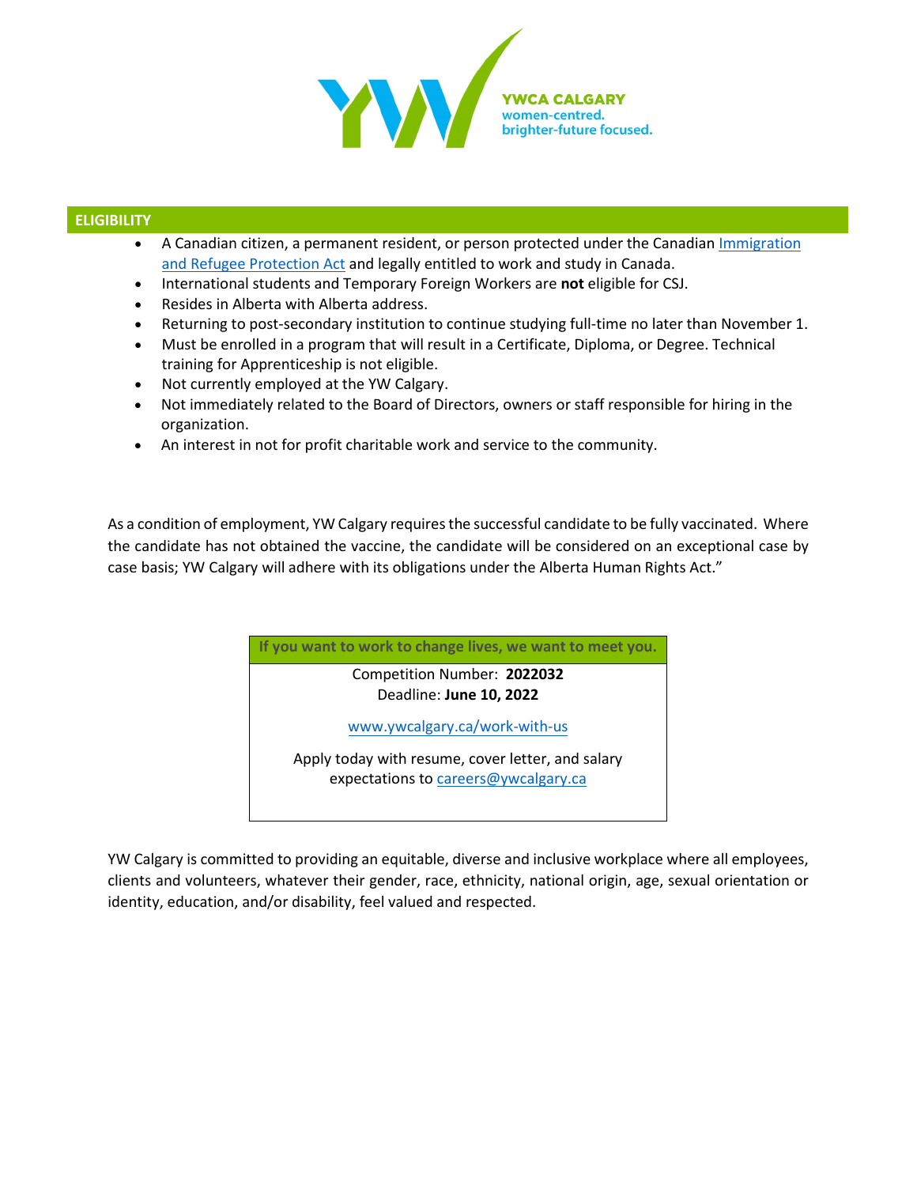YWCA CALGARY
women-centred.
brighter-future focused.

## ELIGIBILITY

- A Canadian citizen, a permanent resident, or person protected under the Canadian [Immigration and Refugee Protection Act](#) and legally entitled to work and study in Canada.
- International students and Temporary Foreign Workers are **not** eligible for CSJ.
- Resides in Alberta with Alberta address.
- Returning to post-secondary institution to continue studying full-time no later than November 1.
- Must be enrolled in a program that will result in a Certificate, Diploma, or Degree. Technical training for Apprenticeship is not eligible.
- Not currently employed at the YW Calgary.
- Not immediately related to the Board of Directors, owners or staff responsible for hiring in the organization.
- An interest in not for profit charitable work and service to the community.

As a condition of employment, YW Calgary requires the successful candidate to be fully vaccinated. Where the candidate has not obtained the vaccine, the candidate will be considered on an exceptional case by case basis; YW Calgary will adhere with its obligations under the Alberta Human Rights Act."

**If you want to work to change lives, we want to meet you.**

Competition Number: **2022032**
Deadline: **June 10, 2022**

[www.ywcalgary.ca/work-with-us](http://www.ywcalgary.ca/work-with-us)

Apply today with resume, cover letter, and salary expectations to [careers@ywcalgary.ca](mailto:careers@ywcalgary.ca)

YW Calgary is committed to providing an equitable, diverse and inclusive workplace where all employees, clients and volunteers, whatever their gender, race, ethnicity, national origin, age, sexual orientation or identity, education, and/or disability, feel valued and respected.